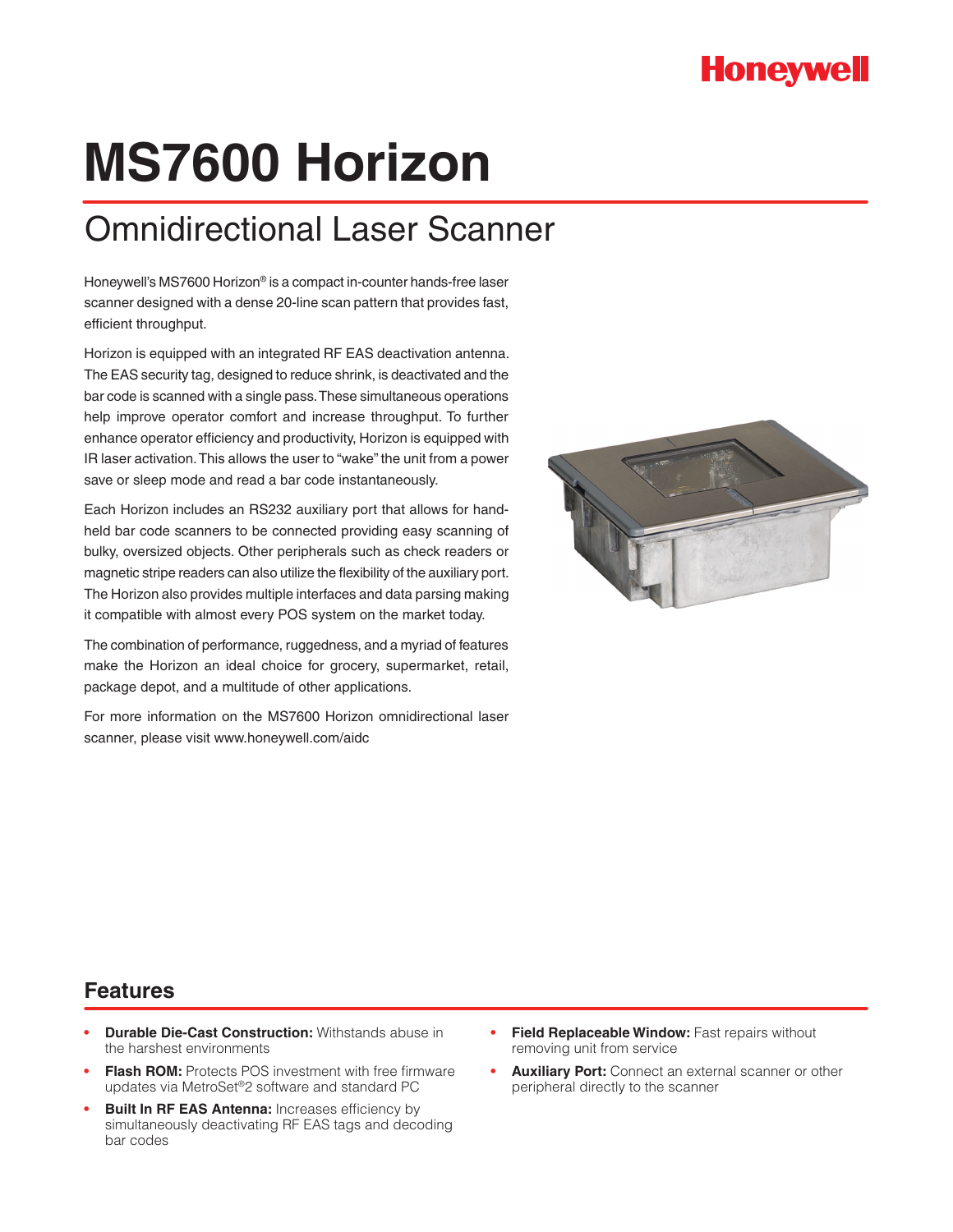Honeywell

# MS7600 Horizon

## Omnidirectional Laser Scanner

Honeywell's MS7600 Horizon® is a compact in-counter hands-free laser scanner designed with a dense 20-line scan pattern that provides fast, efficient throughput.

Horizon is equipped with an integrated RF EAS deactivation antenna. The EAS security tag, designed to reduce shrink, is deactivated and the bar code is scanned with a single pass. These simultaneous operations help improve operator comfort and increase throughput. To further enhance operator efficiency and productivity, Horizon is equipped with IR laser activation. This allows the user to "wake" the unit from a power save or sleep mode and read a bar code instantaneously.

Each Horizon includes an RS232 auxiliary port that allows for hand-held bar code scanners to be connected providing easy scanning of bulky, oversized objects. Other peripherals such as check readers or magnetic stripe readers can also utilize the flexibility of the auxiliary port. The Horizon also provides multiple interfaces and data parsing making it compatible with almost every POS system on the market today.

The combination of performance, ruggedness, and a myriad of features make the Horizon an ideal choice for grocery, supermarket, retail, package depot, and a multitude of other applications.

For more information on the MS7600 Horizon omnidirectional laser scanner, please visit www.honeywell.com/aidc

## Features

- **Durable Die-Cast Construction:** Withstands abuse in the harshest environments
- **Flash ROM:** Protects POS investment with free firmware updates via MetroSet®2 software and standard PC
- **Built In RF EAS Antenna:** Increases efficiency by simultaneously deactivating RF EAS tags and decoding bar codes
- **Field Replaceable Window:** Fast repairs without removing unit from service
- **Auxiliary Port:** Connect an external scanner or other peripheral directly to the scanner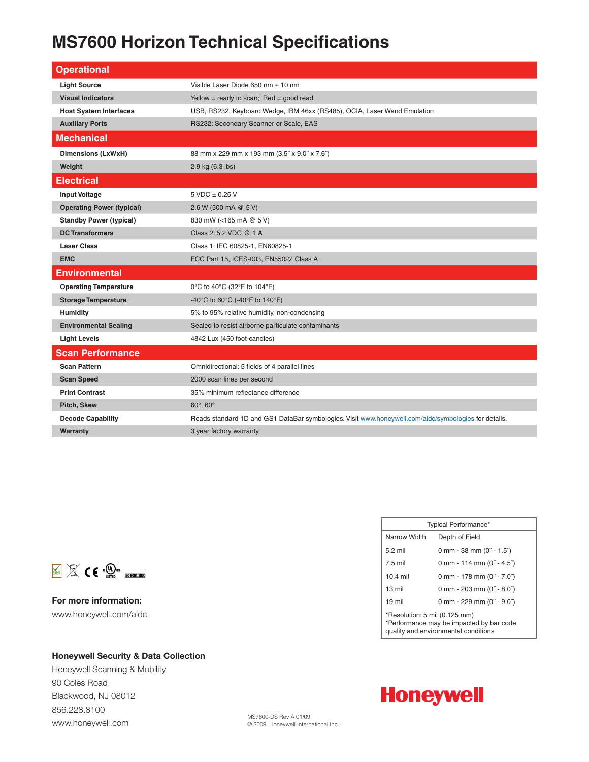# MS7600 Horizon Technical Specifications

| | |
|---|---|
| **Operational** | |
| Light Source | Visible Laser Diode 650 nm ± 10 nm |
| Visual Indicators | Yellow = ready to scan; Red = good read |
| Host System Interfaces | USB, RS232, Keyboard Wedge, IBM 46xx (RS485), OCIA, Laser Wand Emulation |
| Auxiliary Ports | RS232: Secondary Scanner or Scale, EAS |
| **Mechanical** | |
| Dimensions (LxWxH) | 88 mm x 229 mm x 193 mm (3.5˝ x 9.0˝ x 7.6˝) |
| Weight | 2.9 kg (6.3 lbs) |
| **Electrical** | |
| Input Voltage | 5 VDC ± 0.25 V |
| Operating Power (typical) | 2.6 W (500 mA @ 5 V) |
| Standby Power (typical) | 830 mW (<165 mA @ 5 V) |
| DC Transformers | Class 2: 5.2 VDC @ 1 A |
| Laser Class | Class 1: IEC 60825-1, EN60825-1 |
| EMC | FCC Part 15, ICES-003, EN55022 Class A |
| **Environmental** | |
| Operating Temperature | 0°C to 40°C (32°F to 104°F) |
| Storage Temperature | -40°C to 60°C (-40°F to 140°F) |
| Humidity | 5% to 95% relative humidity, non-condensing |
| Environmental Sealing | Sealed to resist airborne particulate contaminants |
| Light Levels | 4842 Lux (450 foot-candles) |
| **Scan Performance** | |
| Scan Pattern | Omnidirectional: 5 fields of 4 parallel lines |
| Scan Speed | 2000 scan lines per second |
| Print Contrast | 35% minimum reflectance difference |
| Pitch, Skew | 60°, 60° |
| Decode Capability | Reads standard 1D and GS1 DataBar symbologies. Visit www.honeywell.com/aidc/symbologies for details. |
| Warranty | 3 year factory warranty |

| Typical Performance* | |
|---|---|
| Narrow Width | Depth of Field |
| 5.2 mil | 0 mm - 38 mm (0˝ - 1.5˝) |
| 7.5 mil | 0 mm - 114 mm (0˝ - 4.5˝) |
| 10.4 mil | 0 mm - 178 mm (0˝ - 7.0˝) |
| 13 mil | 0 mm - 203 mm (0˝ - 8.0˝) |
| 19 mil | 0 mm - 229 mm (0˝ - 9.0˝) |

*Resolution: 5 mil (0.125 mm)
*Performance may be impacted by bar code quality and environmental conditions

**For more information:**
www.honeywell.com/aidc

**Honeywell Security & Data Collection**
Honeywell Scanning & Mobility
90 Coles Road
Blackwood, NJ 08012
856.228.8100
www.honeywell.com

MS7600-DS Rev A 01/09
© 2009 Honeywell International Inc.

Honeywell